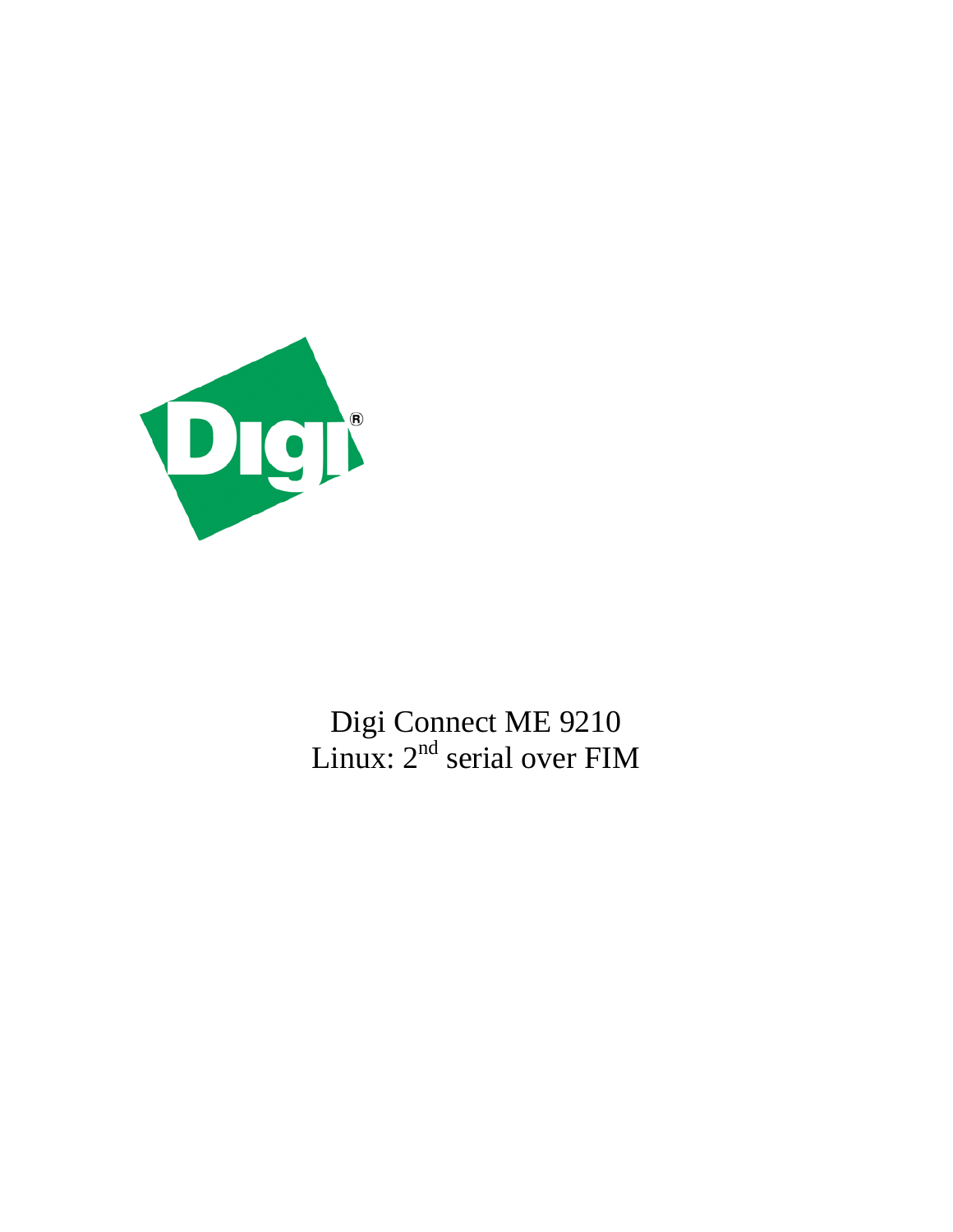Digi Connect ME 9210

Linux: 2nd serial over FIM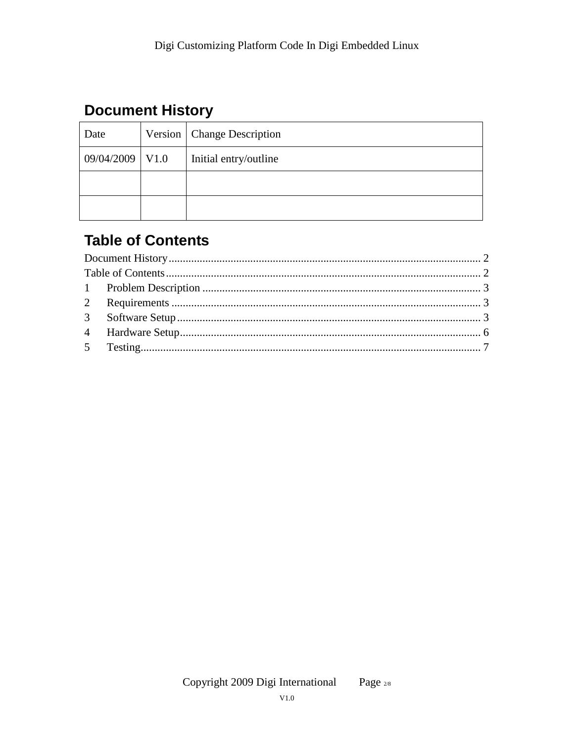## Document History

| Date | Version | Change Description |
|---|---|---|
| 09/04/2009 | V1.0 | Initial entry/outline |
| | | |
| | | |

## Table of Contents

Document History .......... 2
Table of Contents .......... 2
1 Problem Description .......... 3
2 Requirements .......... 3
3 Software Setup .......... 3
4 Hardware Setup .......... 6
5 Testing .......... 7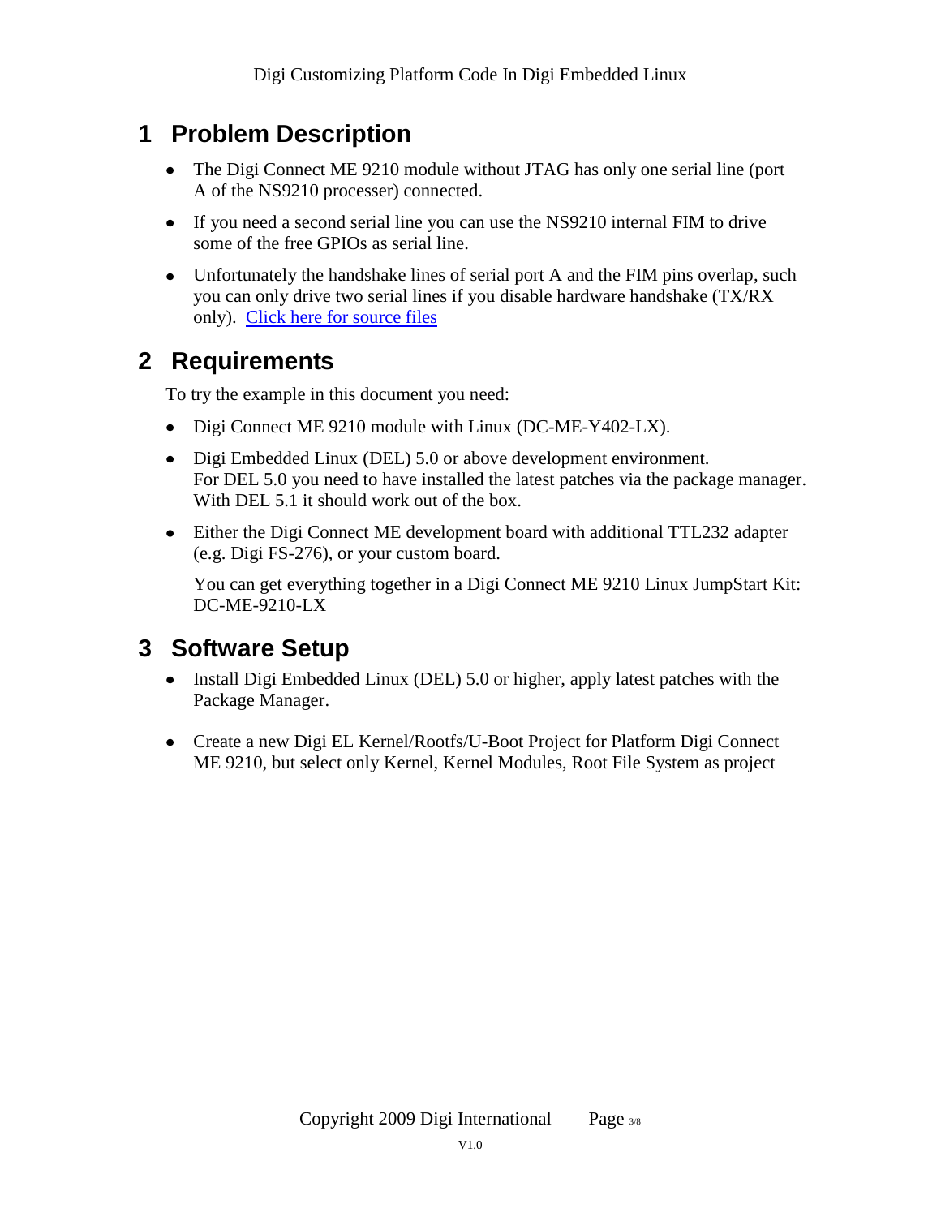# 1 Problem Description

- The Digi Connect ME 9210 module without JTAG has only one serial line (port A of the NS9210 processer) connected.
- If you need a second serial line you can use the NS9210 internal FIM to drive some of the free GPIOs as serial line.
- Unfortunately the handshake lines of serial port A and the FIM pins overlap, such you can only drive two serial lines if you disable hardware handshake (TX/RX only). Click here for source files

# 2 Requirements

To try the example in this document you need:

- Digi Connect ME 9210 module with Linux (DC-ME-Y402-LX).
- Digi Embedded Linux (DEL) 5.0 or above development environment.
  For DEL 5.0 you need to have installed the latest patches via the package manager. With DEL 5.1 it should work out of the box.
- Either the Digi Connect ME development board with additional TTL232 adapter (e.g. Digi FS-276), or your custom board.

  You can get everything together in a Digi Connect ME 9210 Linux JumpStart Kit: DC-ME-9210-LX

# 3 Software Setup

- Install Digi Embedded Linux (DEL) 5.0 or higher, apply latest patches with the Package Manager.
- Create a new Digi EL Kernel/Rootfs/U-Boot Project for Platform Digi Connect ME 9210, but select only Kernel, Kernel Modules, Root File System as project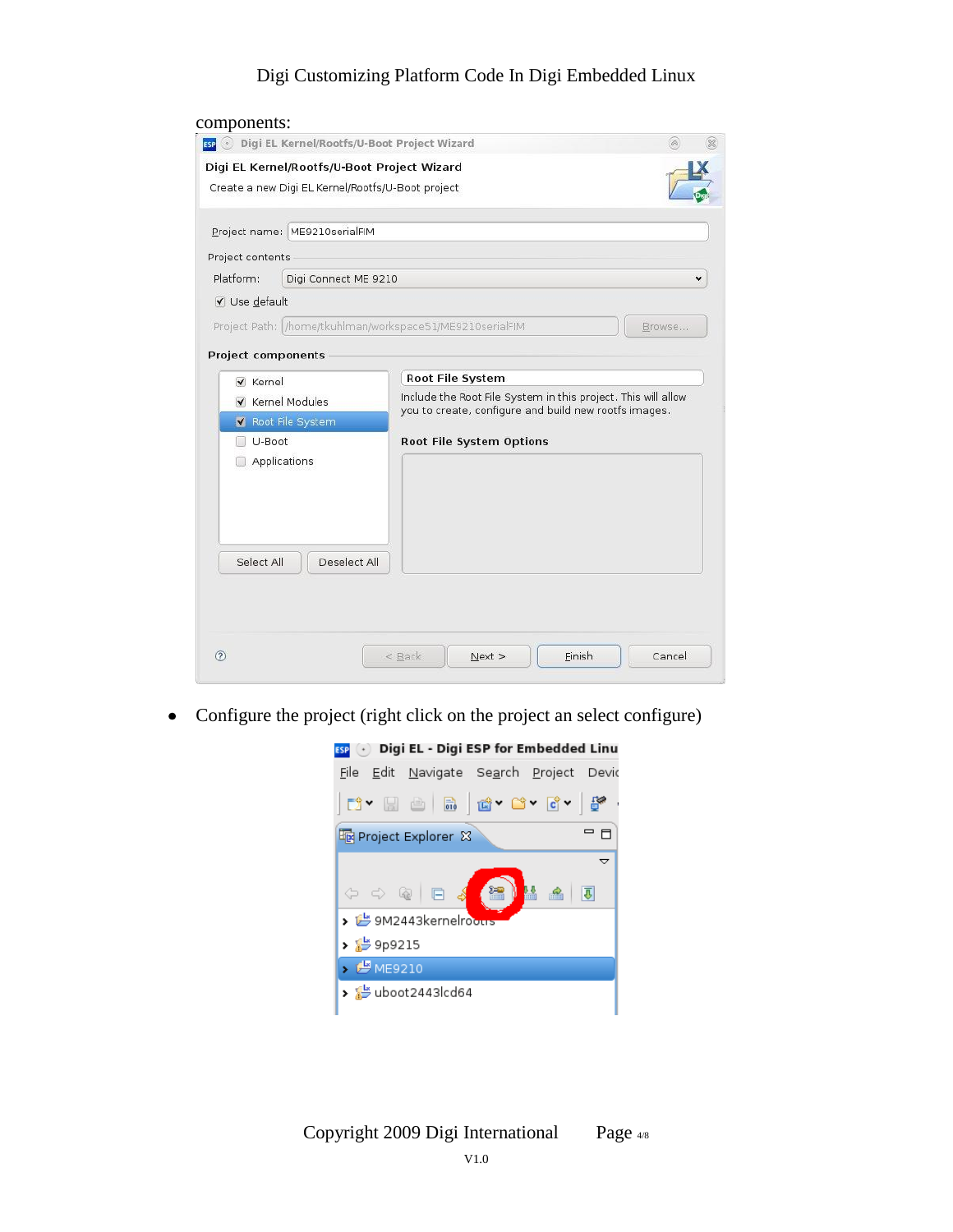components:

- Configure the project (right click on the project an select configure)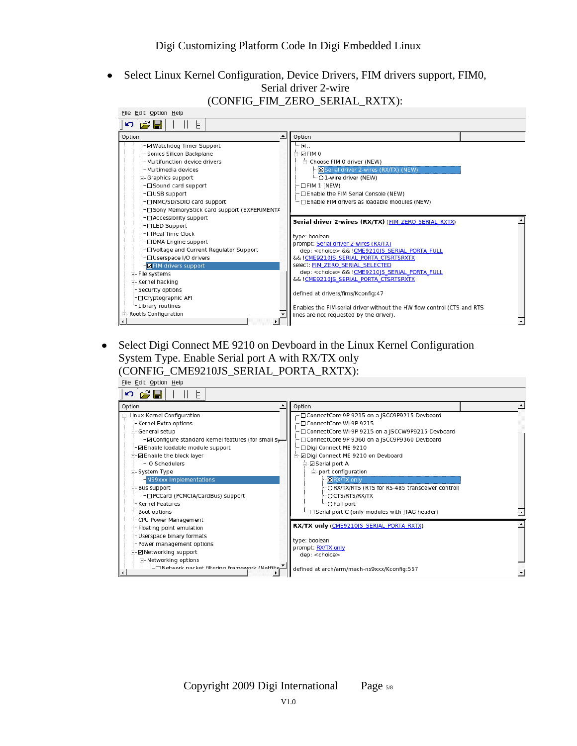- Select Linux Kernel Configuration, Device Drivers, FIM drivers support, FIM0, Serial driver 2-wire (CONFIG_FIM_ZERO_SERIAL_RXTX):

- Select Digi Connect ME 9210 on Devboard in the Linux Kernel Configuration System Type. Enable Serial port A with RX/TX only (CONFIG_CME9210JS_SERIAL_PORTA_RXTX):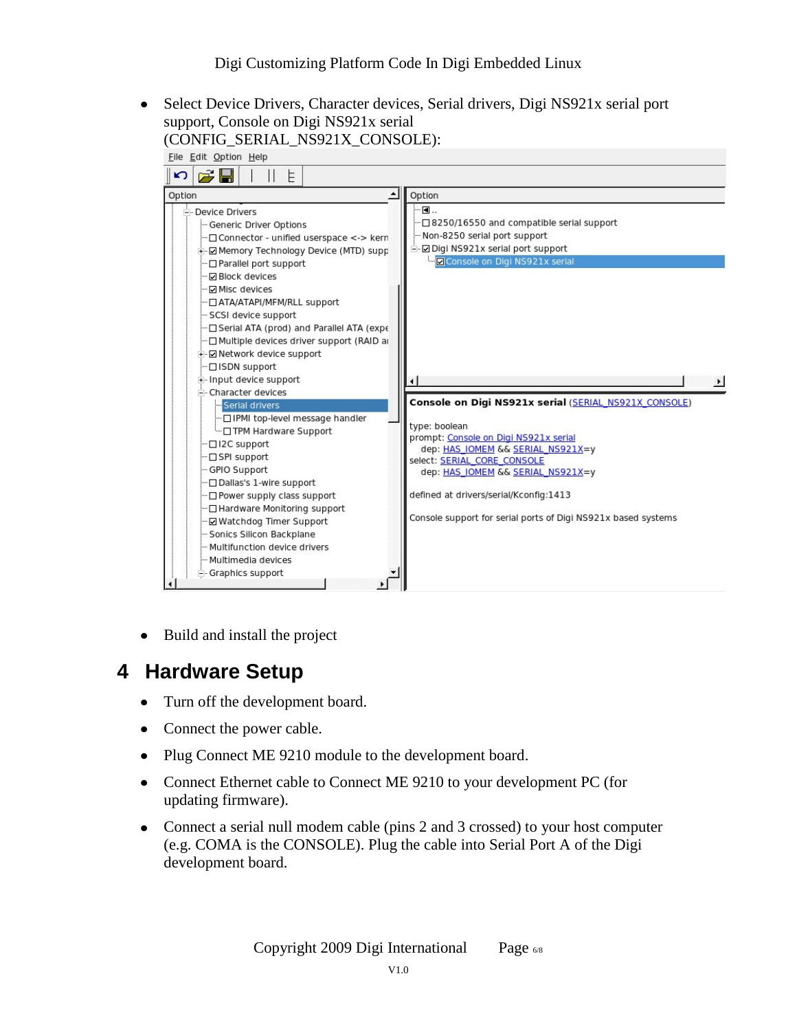- Select Device Drivers, Character devices, Serial drivers, Digi NS921x serial port support, Console on Digi NS921x serial (CONFIG_SERIAL_NS921X_CONSOLE):

- Build and install the project

# 4 Hardware Setup

- Turn off the development board.
- Connect the power cable.
- Plug Connect ME 9210 module to the development board.
- Connect Ethernet cable to Connect ME 9210 to your development PC (for updating firmware).
- Connect a serial null modem cable (pins 2 and 3 crossed) to your host computer (e.g. COMA is the CONSOLE). Plug the cable into Serial Port A of the Digi development board.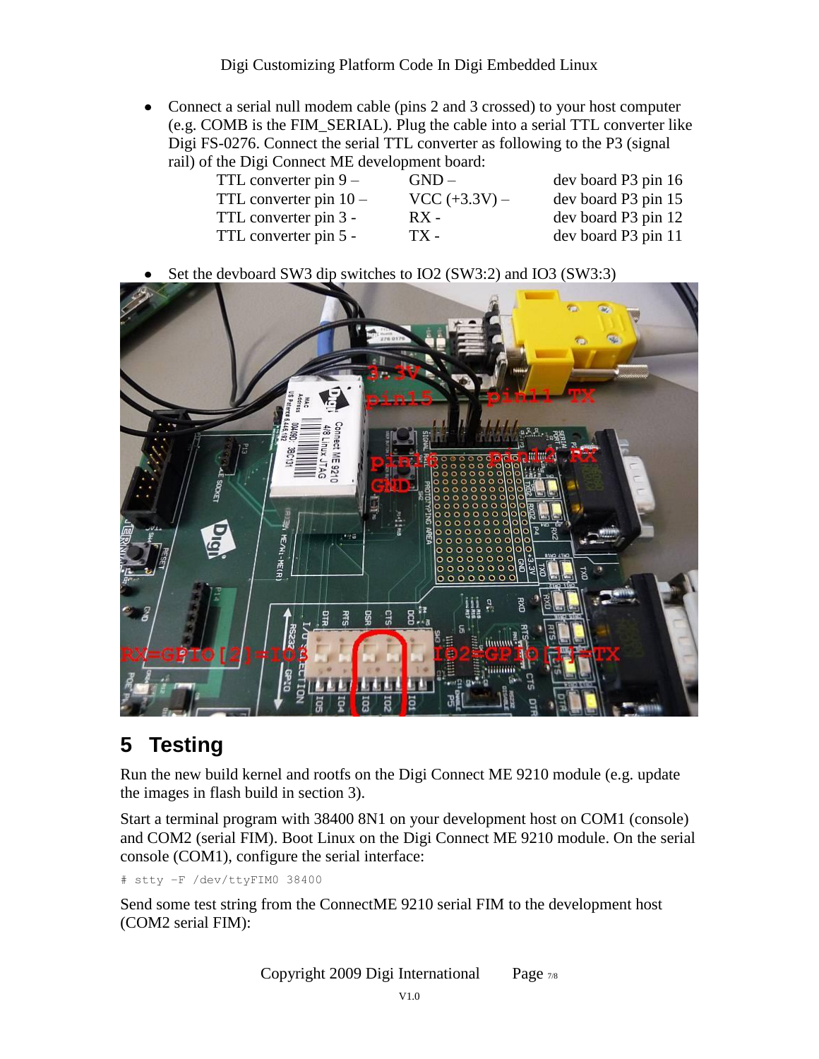- Connect a serial null modem cable (pins 2 and 3 crossed) to your host computer (e.g. COMB is the FIM_SERIAL). Plug the cable into a serial TTL converter like Digi FS-0276. Connect the serial TTL converter as following to the P3 (signal rail) of the Digi Connect ME development board:

| | | |
|---|---|---|
| TTL converter pin 9 – | GND – | dev board P3 pin 16 |
| TTL converter pin 10 – | VCC (+3.3V) – | dev board P3 pin 15 |
| TTL converter pin 3 - | RX - | dev board P3 pin 12 |
| TTL converter pin 5 - | TX - | dev board P3 pin 11 |

- Set the devboard SW3 dip switches to IO2 (SW3:2) and IO3 (SW3:3)

# 5 Testing

Run the new build kernel and rootfs on the Digi Connect ME 9210 module (e.g. update the images in flash build in section 3).

Start a terminal program with 38400 8N1 on your development host on COM1 (console) and COM2 (serial FIM). Boot Linux on the Digi Connect ME 9210 module. On the serial console (COM1), configure the serial interface:

```
# stty -F /dev/ttyFIM0 38400
```

Send some test string from the ConnectME 9210 serial FIM to the development host (COM2 serial FIM):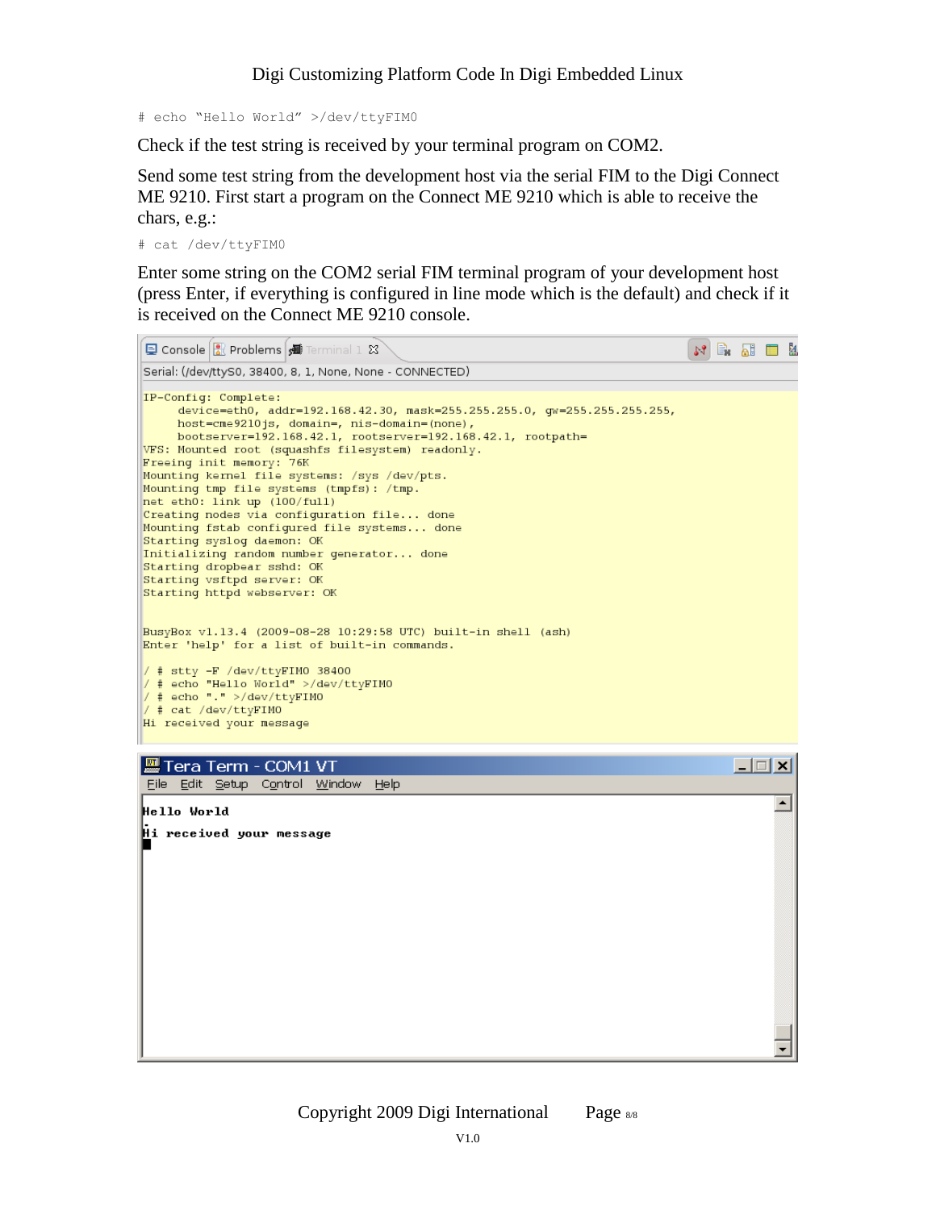```
# echo "Hello World" >/dev/ttyFIM0
```

Check if the test string is received by your terminal program on COM2.

Send some test string from the development host via the serial FIM to the Digi Connect ME 9210. First start a program on the Connect ME 9210 which is able to receive the chars, e.g.:

```
# cat /dev/ttyFIM0
```

Enter some string on the COM2 serial FIM terminal program of your development host (press Enter, if everything is configured in line mode which is the default) and check if it is received on the Connect ME 9210 console.

Console | Problems | Terminal 1

Serial: (/dev/ttyS0, 38400, 8, 1, None, None - CONNECTED)

```
IP-Config: Complete:
     device=eth0, addr=192.168.42.30, mask=255.255.255.0, gw=255.255.255.255,
     host=cme9210js, domain=, nis-domain=(none),
     bootserver=192.168.42.1, rootserver=192.168.42.1, rootpath=
VFS: Mounted root (squashfs filesystem) readonly.
Freeing init memory: 76K
Mounting kernel file systems: /sys /dev/pts.
Mounting tmp file systems (tmpfs): /tmp.
net eth0: link up (100/full)
Creating nodes via configuration file... done
Mounting fstab configured file systems... done
Starting syslog daemon: OK
Initializing random number generator... done
Starting dropbear sshd: OK
Starting vsftpd server: OK
Starting httpd webserver: OK


BusyBox v1.13.4 (2009-08-28 10:29:58 UTC) built-in shell (ash)
Enter 'help' for a list of built-in commands.

/ # stty -F /dev/ttyFIM0 38400
/ # echo "Hello World" >/dev/ttyFIM0
/ # echo "." >/dev/ttyFIM0
/ # cat /dev/ttyFIM0
Hi received your message
```

Tera Term - COM1 VT

File Edit Setup Control Window Help

```
Hello World
.
Hi received your message
```